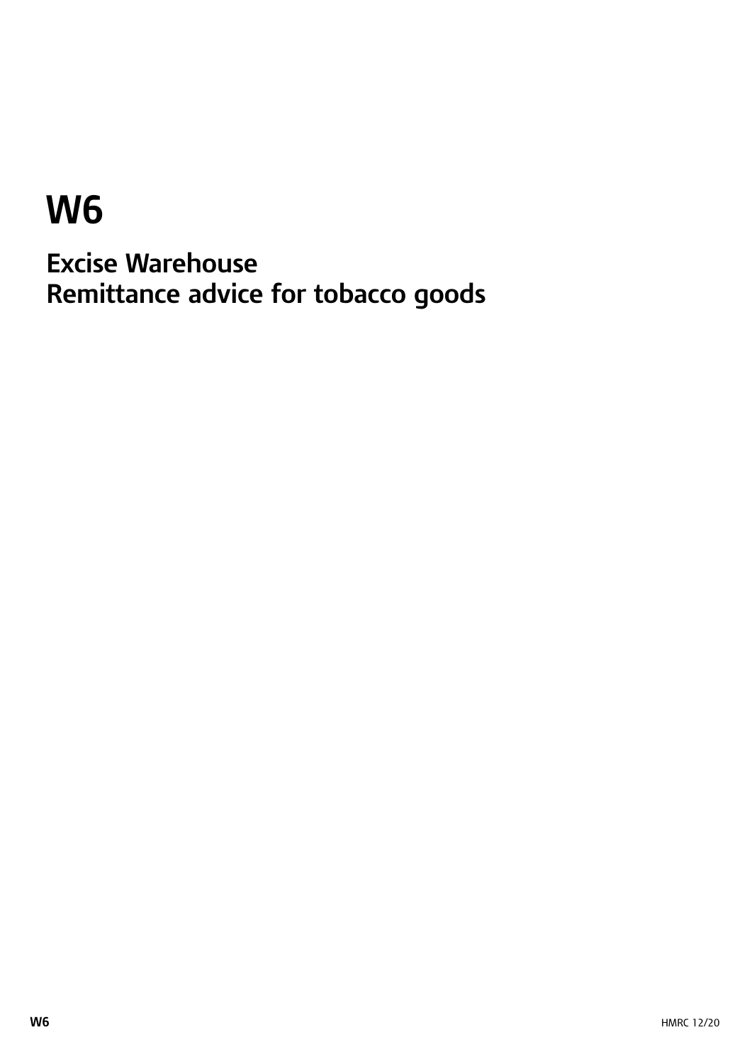# W6

## Excise Warehouse
## Remittance advice for tobacco goods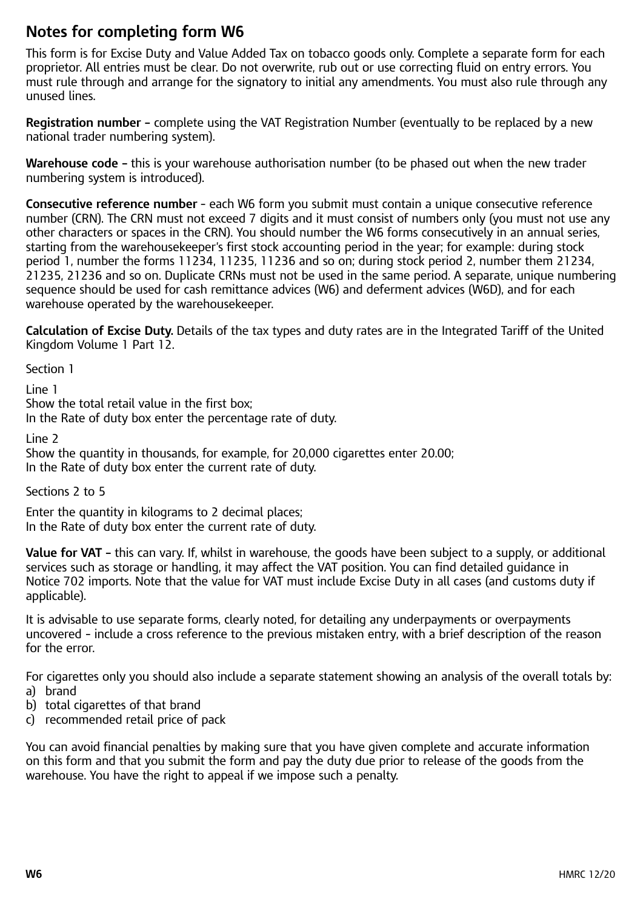## Notes for completing form W6

This form is for Excise Duty and Value Added Tax on tobacco goods only. Complete a separate form for each proprietor. All entries must be clear. Do not overwrite, rub out or use correcting fluid on entry errors. You must rule through and arrange for the signatory to initial any amendments. You must also rule through any unused lines.

**Registration number –** complete using the VAT Registration Number (eventually to be replaced by a new national trader numbering system).

**Warehouse code –** this is your warehouse authorisation number (to be phased out when the new trader numbering system is introduced).

**Consecutive reference number** - each W6 form you submit must contain a unique consecutive reference number (CRN). The CRN must not exceed 7 digits and it must consist of numbers only (you must not use any other characters or spaces in the CRN). You should number the W6 forms consecutively in an annual series, starting from the warehousekeeper's first stock accounting period in the year; for example: during stock period 1, number the forms 11234, 11235, 11236 and so on; during stock period 2, number them 21234, 21235, 21236 and so on. Duplicate CRNs must not be used in the same period. A separate, unique numbering sequence should be used for cash remittance advices (W6) and deferment advices (W6D), and for each warehouse operated by the warehousekeeper.

**Calculation of Excise Duty.** Details of the tax types and duty rates are in the Integrated Tariff of the United Kingdom Volume 1 Part 12.

Section 1

Line 1
Show the total retail value in the first box;
In the Rate of duty box enter the percentage rate of duty.

Line 2
Show the quantity in thousands, for example, for 20,000 cigarettes enter 20.00;
In the Rate of duty box enter the current rate of duty.

Sections 2 to 5

Enter the quantity in kilograms to 2 decimal places;
In the Rate of duty box enter the current rate of duty.

**Value for VAT –** this can vary. If, whilst in warehouse, the goods have been subject to a supply, or additional services such as storage or handling, it may affect the VAT position. You can find detailed guidance in Notice 702 imports. Note that the value for VAT must include Excise Duty in all cases (and customs duty if applicable).

It is advisable to use separate forms, clearly noted, for detailing any underpayments or overpayments uncovered - include a cross reference to the previous mistaken entry, with a brief description of the reason for the error.

For cigarettes only you should also include a separate statement showing an analysis of the overall totals by:

a) brand
b) total cigarettes of that brand
c) recommended retail price of pack

You can avoid financial penalties by making sure that you have given complete and accurate information on this form and that you submit the form and pay the duty due prior to release of the goods from the warehouse. You have the right to appeal if we impose such a penalty.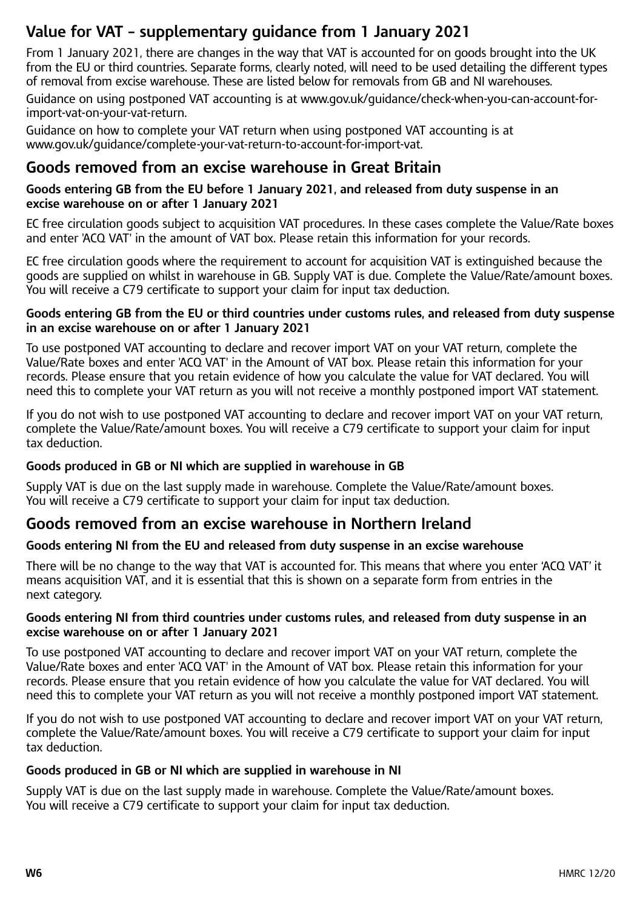## Value for VAT – supplementary guidance from 1 January 2021

From 1 January 2021, there are changes in the way that VAT is accounted for on goods brought into the UK from the EU or third countries. Separate forms, clearly noted, will need to be used detailing the different types of removal from excise warehouse. These are listed below for removals from GB and NI warehouses.

Guidance on using postponed VAT accounting is at www.gov.uk/guidance/check-when-you-can-account-for-import-vat-on-your-vat-return.

Guidance on how to complete your VAT return when using postponed VAT accounting is at www.gov.uk/guidance/complete-your-vat-return-to-account-for-import-vat.

## Goods removed from an excise warehouse in Great Britain

#### Goods entering GB from the EU before 1 January 2021, and released from duty suspense in an excise warehouse on or after 1 January 2021

EC free circulation goods subject to acquisition VAT procedures. In these cases complete the Value/Rate boxes and enter 'ACQ VAT' in the amount of VAT box. Please retain this information for your records.

EC free circulation goods where the requirement to account for acquisition VAT is extinguished because the goods are supplied on whilst in warehouse in GB. Supply VAT is due. Complete the Value/Rate/amount boxes. You will receive a C79 certificate to support your claim for input tax deduction.

#### Goods entering GB from the EU or third countries under customs rules, and released from duty suspense in an excise warehouse on or after 1 January 2021

To use postponed VAT accounting to declare and recover import VAT on your VAT return, complete the Value/Rate boxes and enter 'ACQ VAT' in the Amount of VAT box. Please retain this information for your records. Please ensure that you retain evidence of how you calculate the value for VAT declared. You will need this to complete your VAT return as you will not receive a monthly postponed import VAT statement.

If you do not wish to use postponed VAT accounting to declare and recover import VAT on your VAT return, complete the Value/Rate/amount boxes. You will receive a C79 certificate to support your claim for input tax deduction.

#### Goods produced in GB or NI which are supplied in warehouse in GB

Supply VAT is due on the last supply made in warehouse. Complete the Value/Rate/amount boxes. You will receive a C79 certificate to support your claim for input tax deduction.

## Goods removed from an excise warehouse in Northern Ireland

#### Goods entering NI from the EU and released from duty suspense in an excise warehouse

There will be no change to the way that VAT is accounted for. This means that where you enter 'ACQ VAT' it means acquisition VAT, and it is essential that this is shown on a separate form from entries in the next category.

#### Goods entering NI from third countries under customs rules, and released from duty suspense in an excise warehouse on or after 1 January 2021

To use postponed VAT accounting to declare and recover import VAT on your VAT return, complete the Value/Rate boxes and enter 'ACQ VAT' in the Amount of VAT box. Please retain this information for your records. Please ensure that you retain evidence of how you calculate the value for VAT declared. You will need this to complete your VAT return as you will not receive a monthly postponed import VAT statement.

If you do not wish to use postponed VAT accounting to declare and recover import VAT on your VAT return, complete the Value/Rate/amount boxes. You will receive a C79 certificate to support your claim for input tax deduction.

#### Goods produced in GB or NI which are supplied in warehouse in NI

Supply VAT is due on the last supply made in warehouse. Complete the Value/Rate/amount boxes. You will receive a C79 certificate to support your claim for input tax deduction.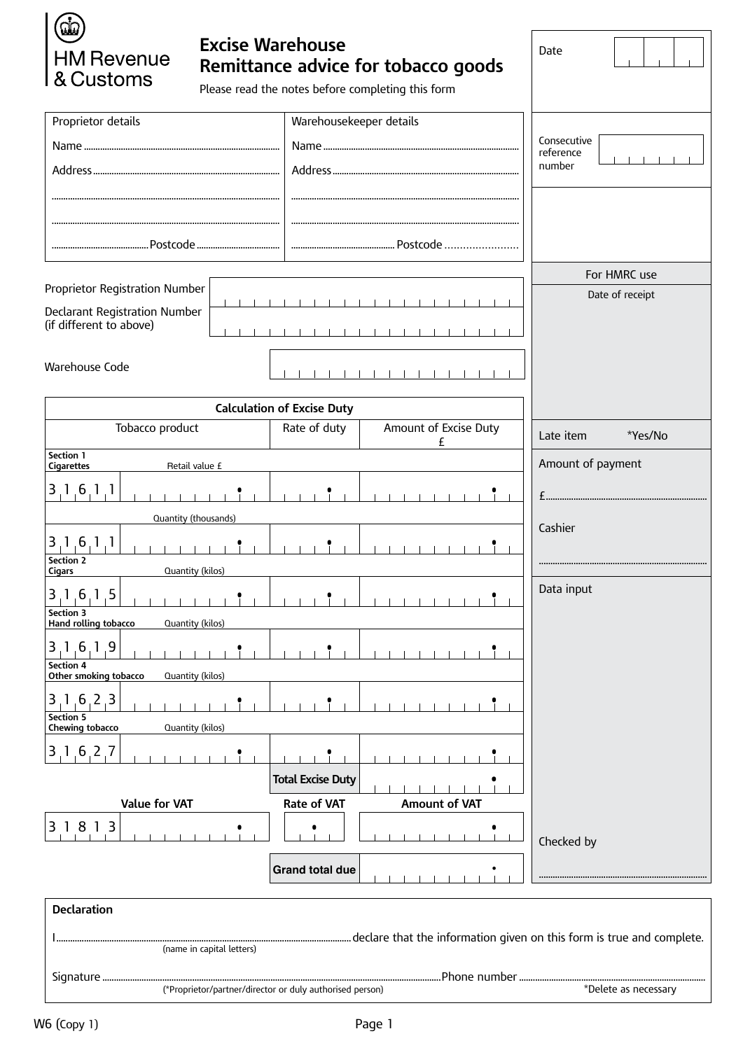HM Revenue & Customs

# Excise Warehouse Remittance advice for tobacco goods

Please read the notes before completing this form

| Date | |
|---|---|
| Consecutive reference number | |

| Proprietor details | Warehousekeeper details |
|---|---|
| Name ............ | Name ............ |
| Address ............ | Address ............ |
| ............ | ............ |
| ............ | ............ |
| ............ Postcode ............ | ............ Postcode ............ |

Proprietor Registration Number

Declarant Registration Number (if different to above)

Warehouse Code

| Calculation of Excise Duty | | |
|---|---|---|
| **Tobacco product** | **Rate of duty** | **Amount of Excise Duty £** |
| **Section 1 Cigarettes** Retail value £ | | |
| 31611 . | . | . |
| Quantity (thousands) | | |
| 31611 . | . | . |
| **Section 2 Cigars** Quantity (kilos) | | |
| 31615 . | . | . |
| **Section 3 Hand rolling tobacco** Quantity (kilos) | | |
| 31619 . | . | . |
| **Section 4 Other smoking tobacco** Quantity (kilos) | | |
| 31623 . | . | . |
| **Section 5 Chewing tobacco** Quantity (kilos) | | |
| 31627 . | . | . |
| | **Total Excise Duty** | . |

| **Value for VAT** | **Rate of VAT** | **Amount of VAT** |
|---|---|---|
| 31813 . | . | . |
| | **Grand total due** | . |

**For HMRC use**

Date of receipt

Late item *Yes/No

Amount of payment

£............

Cashier

............

Data input

Checked by

............

**Declaration**

I............ declare that the information given on this form is true and complete.
(name in capital letters)

Signature ............ Phone number ............
(*Proprietor/partner/director or duly authorised person) *Delete as necessary

W6 (Copy 1)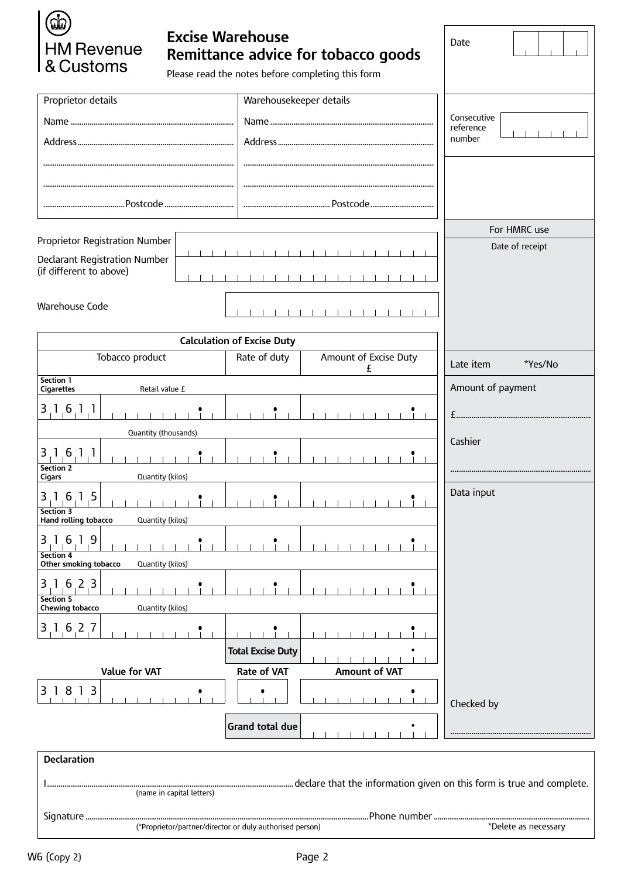HM Revenue & Customs

# Excise Warehouse Remittance advice for tobacco goods

Please read the notes before completing this form

Date

| Proprietor details | Warehousekeeper details |
|---|---|
| Name ................ | Name ................ |
| Address ................ | Address ................ |
| ................ | ................ |
| ................ | ................ |
| ................ Postcode ................ | ................ Postcode ................ |

Consecutive reference number

Proprietor Registration Number

Declarant Registration Number (if different to above)

Warehouse Code

**For HMRC use**

Date of receipt

Late item *Yes/No

Amount of payment

£................

Cashier

................

Data input

Checked by

................

**Calculation of Excise Duty**

| Tobacco product | | Rate of duty | Amount of Excise Duty £ |
|---|---|---|---|
| **Section 1 Cigarettes** | Retail value £ | | |
| 3 1 6 1 1 | • | • | • |
| | Quantity (thousands) | | |
| 3 1 6 1 1 | • | • | • |
| **Section 2 Cigars** | Quantity (kilos) | | |
| 3 1 6 1 5 | • | • | • |
| **Section 3 Hand rolling tobacco** | Quantity (kilos) | | |
| 3 1 6 1 9 | • | • | • |
| **Section 4 Other smoking tobacco** | Quantity (kilos) | | |
| 3 1 6 2 3 | • | • | • |
| **Section 5 Chewing tobacco** | Quantity (kilos) | | |
| 3 1 6 2 7 | • | • | • |
| | | **Total Excise Duty** | • |

| Value for VAT | | Rate of VAT | Amount of VAT |
|---|---|---|---|
| 3 1 8 1 3 | • | • | • |
| | | **Grand total due** | • |

**Declaration**

I................................ declare that the information given on this form is true and complete.
(name in capital letters)

Signature ................................ Phone number ................................
(*Proprietor/partner/director or duly authorised person) *Delete as necessary

W6 (Copy 2)